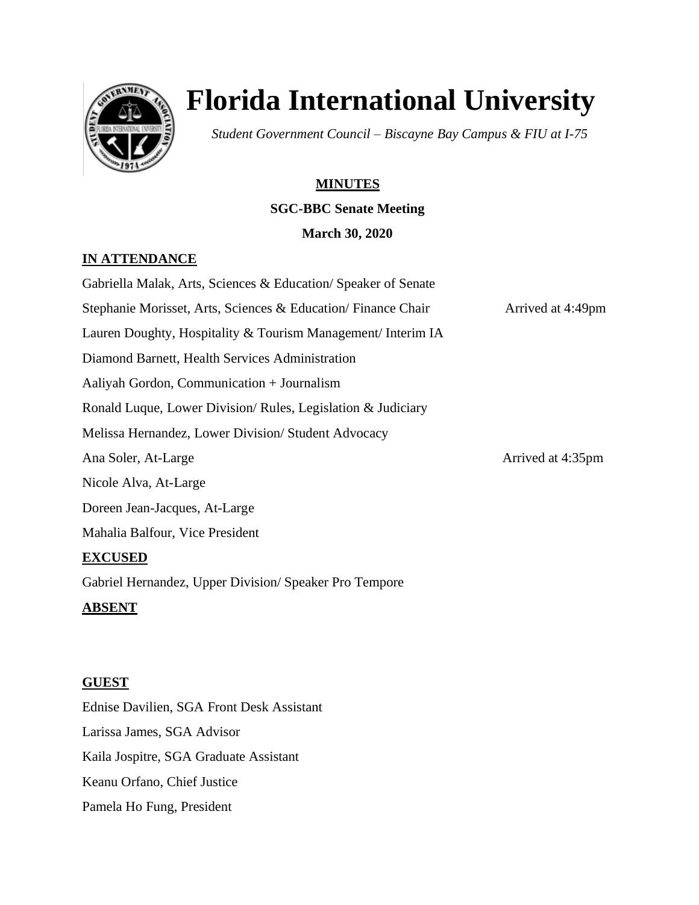# Florida International University

*Student Government Council – Biscayne Bay Campus & FIU at I-75*

**MINUTES**

**SGC-BBC Senate Meeting**

**March 30, 2020**

**IN ATTENDANCE**

Gabriella Malak, Arts, Sciences & Education/ Speaker of Senate

Stephanie Morisset, Arts, Sciences & Education/ Finance Chair — Arrived at 4:49pm

Lauren Doughty, Hospitality & Tourism Management/ Interim IA

Diamond Barnett, Health Services Administration

Aaliyah Gordon, Communication + Journalism

Ronald Luque, Lower Division/ Rules, Legislation & Judiciary

Melissa Hernandez, Lower Division/ Student Advocacy

Ana Soler, At-Large — Arrived at 4:35pm

Nicole Alva, At-Large

Doreen Jean-Jacques, At-Large

Mahalia Balfour, Vice President

**EXCUSED**

Gabriel Hernandez, Upper Division/ Speaker Pro Tempore

**ABSENT**

**GUEST**

Ednise Davilien, SGA Front Desk Assistant

Larissa James, SGA Advisor

Kaila Jospitre, SGA Graduate Assistant

Keanu Orfano, Chief Justice

Pamela Ho Fung, President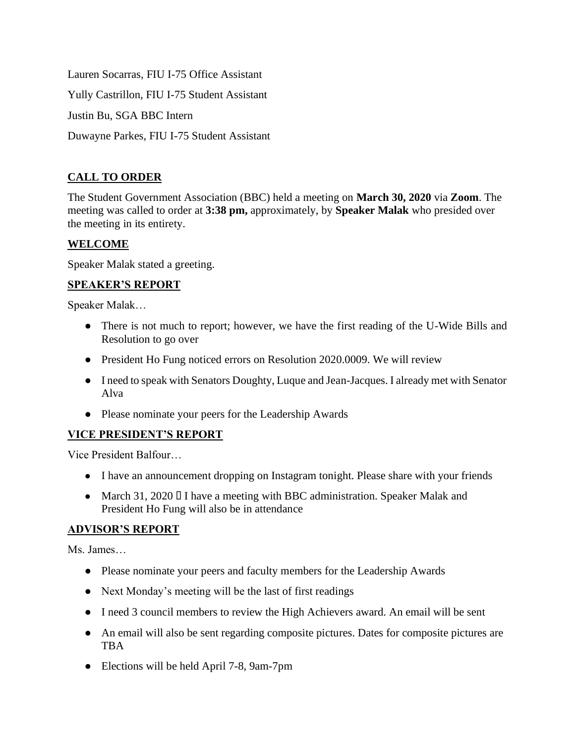Lauren Socarras, FIU I-75 Office Assistant

Yully Castrillon, FIU I-75 Student Assistant

Justin Bu, SGA BBC Intern

Duwayne Parkes, FIU I-75 Student Assistant

## CALL TO ORDER

The Student Government Association (BBC) held a meeting on **March 30, 2020** via **Zoom**. The meeting was called to order at **3:38 pm,** approximately, by **Speaker Malak** who presided over the meeting in its entirety.

## WELCOME

Speaker Malak stated a greeting.

## SPEAKER'S REPORT

Speaker Malak…

- There is not much to report; however, we have the first reading of the U-Wide Bills and Resolution to go over
- President Ho Fung noticed errors on Resolution 2020.0009. We will review
- I need to speak with Senators Doughty, Luque and Jean-Jacques. I already met with Senator Alva
- Please nominate your peers for the Leadership Awards

## VICE PRESIDENT'S REPORT

Vice President Balfour…

- I have an announcement dropping on Instagram tonight. Please share with your friends
- March 31, 2020  I have a meeting with BBC administration. Speaker Malak and President Ho Fung will also be in attendance

## ADVISOR'S REPORT

Ms. James…

- Please nominate your peers and faculty members for the Leadership Awards
- Next Monday's meeting will be the last of first readings
- I need 3 council members to review the High Achievers award. An email will be sent
- An email will also be sent regarding composite pictures. Dates for composite pictures are TBA
- Elections will be held April 7-8, 9am-7pm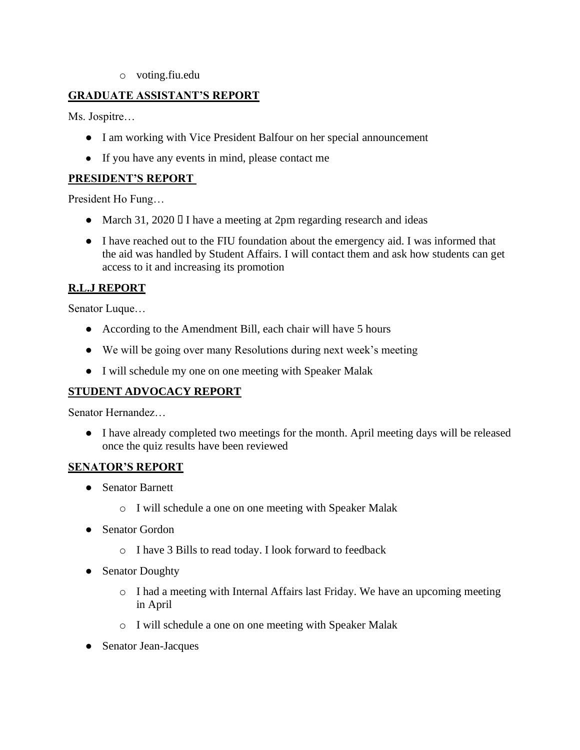- voting.fiu.edu

## GRADUATE ASSISTANT'S REPORT

Ms. Jospitre…

- I am working with Vice President Balfour on her special announcement
- If you have any events in mind, please contact me

## PRESIDENT'S REPORT

President Ho Fung…

- March 31, 2020  I have a meeting at 2pm regarding research and ideas
- I have reached out to the FIU foundation about the emergency aid. I was informed that the aid was handled by Student Affairs. I will contact them and ask how students can get access to it and increasing its promotion

## R.L.J REPORT

Senator Luque…

- According to the Amendment Bill, each chair will have 5 hours
- We will be going over many Resolutions during next week's meeting
- I will schedule my one on one meeting with Speaker Malak

## STUDENT ADVOCACY REPORT

Senator Hernandez…

- I have already completed two meetings for the month. April meeting days will be released once the quiz results have been reviewed

## SENATOR'S REPORT

- Senator Barnett
  - I will schedule a one on one meeting with Speaker Malak
- Senator Gordon
  - I have 3 Bills to read today. I look forward to feedback
- Senator Doughty
  - I had a meeting with Internal Affairs last Friday. We have an upcoming meeting in April
  - I will schedule a one on one meeting with Speaker Malak
- Senator Jean-Jacques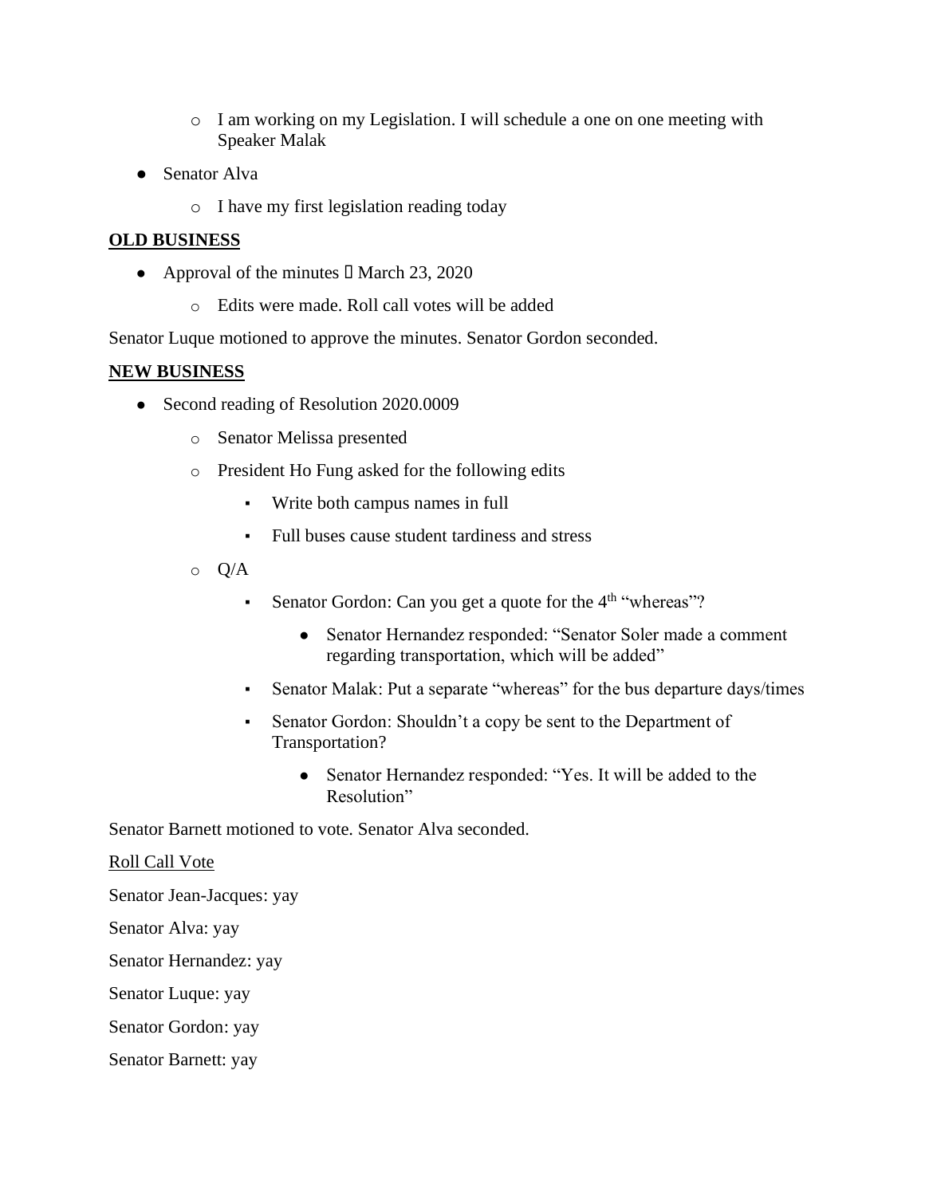- I am working on my Legislation. I will schedule a one on one meeting with Speaker Malak

- Senator Alva
    - I have my first legislation reading today

**OLD BUSINESS**

- Approval of the minutes  March 23, 2020
    - Edits were made. Roll call votes will be added

Senator Luque motioned to approve the minutes. Senator Gordon seconded.

**NEW BUSINESS**

- Second reading of Resolution 2020.0009
    - Senator Melissa presented
    - President Ho Fung asked for the following edits
        - Write both campus names in full
        - Full buses cause student tardiness and stress
    - Q/A
        - Senator Gordon: Can you get a quote for the 4th "whereas"?
            - Senator Hernandez responded: "Senator Soler made a comment regarding transportation, which will be added"
        - Senator Malak: Put a separate "whereas" for the bus departure days/times
        - Senator Gordon: Shouldn't a copy be sent to the Department of Transportation?
            - Senator Hernandez responded: "Yes. It will be added to the Resolution"

Senator Barnett motioned to vote. Senator Alva seconded.

Roll Call Vote

Senator Jean-Jacques: yay

Senator Alva: yay

Senator Hernandez: yay

Senator Luque: yay

Senator Gordon: yay

Senator Barnett: yay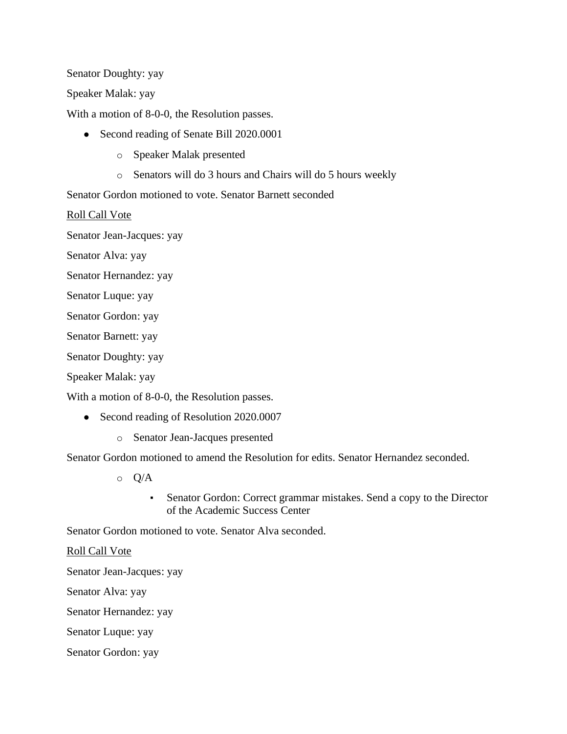Senator Doughty: yay

Speaker Malak: yay

With a motion of 8-0-0, the Resolution passes.

- Second reading of Senate Bill 2020.0001
  - Speaker Malak presented
  - Senators will do 3 hours and Chairs will do 5 hours weekly

Senator Gordon motioned to vote. Senator Barnett seconded

<u>Roll Call Vote</u>

Senator Jean-Jacques: yay

Senator Alva: yay

Senator Hernandez: yay

Senator Luque: yay

Senator Gordon: yay

Senator Barnett: yay

Senator Doughty: yay

Speaker Malak: yay

With a motion of 8-0-0, the Resolution passes.

- Second reading of Resolution 2020.0007
  - Senator Jean-Jacques presented

Senator Gordon motioned to amend the Resolution for edits. Senator Hernandez seconded.

- Q/A
  - Senator Gordon: Correct grammar mistakes. Send a copy to the Director of the Academic Success Center

Senator Gordon motioned to vote. Senator Alva seconded.

<u>Roll Call Vote</u>

Senator Jean-Jacques: yay

Senator Alva: yay

Senator Hernandez: yay

Senator Luque: yay

Senator Gordon: yay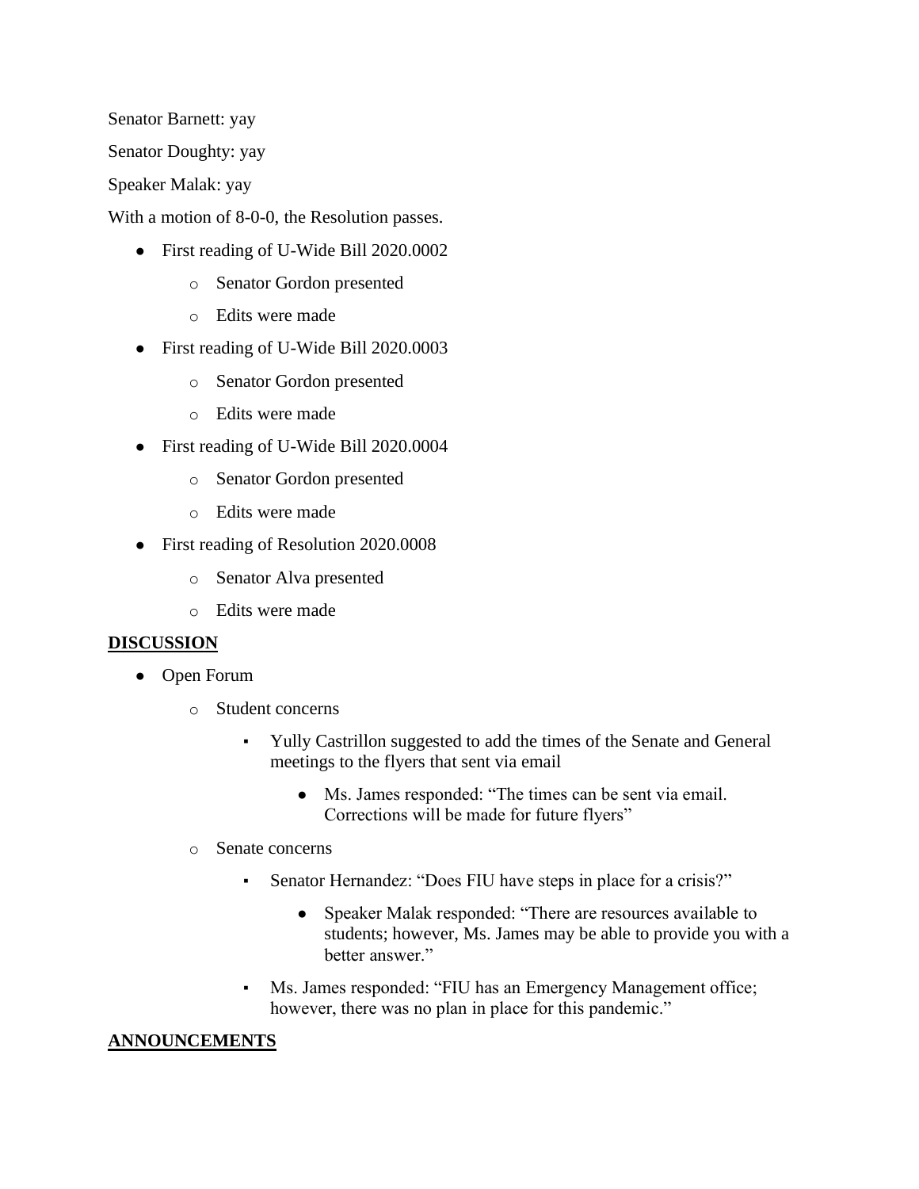Senator Barnett: yay

Senator Doughty: yay

Speaker Malak: yay

With a motion of 8-0-0, the Resolution passes.

- First reading of U-Wide Bill 2020.0002
  - Senator Gordon presented
  - Edits were made
- First reading of U-Wide Bill 2020.0003
  - Senator Gordon presented
  - Edits were made
- First reading of U-Wide Bill 2020.0004
  - Senator Gordon presented
  - Edits were made
- First reading of Resolution 2020.0008
  - Senator Alva presented
  - Edits were made

**DISCUSSION**

- Open Forum
  - Student concerns
    - Yully Castrillon suggested to add the times of the Senate and General meetings to the flyers that sent via email
      - Ms. James responded: "The times can be sent via email. Corrections will be made for future flyers"
  - Senate concerns
    - Senator Hernandez: "Does FIU have steps in place for a crisis?"
      - Speaker Malak responded: "There are resources available to students; however, Ms. James may be able to provide you with a better answer."
    - Ms. James responded: "FIU has an Emergency Management office; however, there was no plan in place for this pandemic."

**ANNOUNCEMENTS**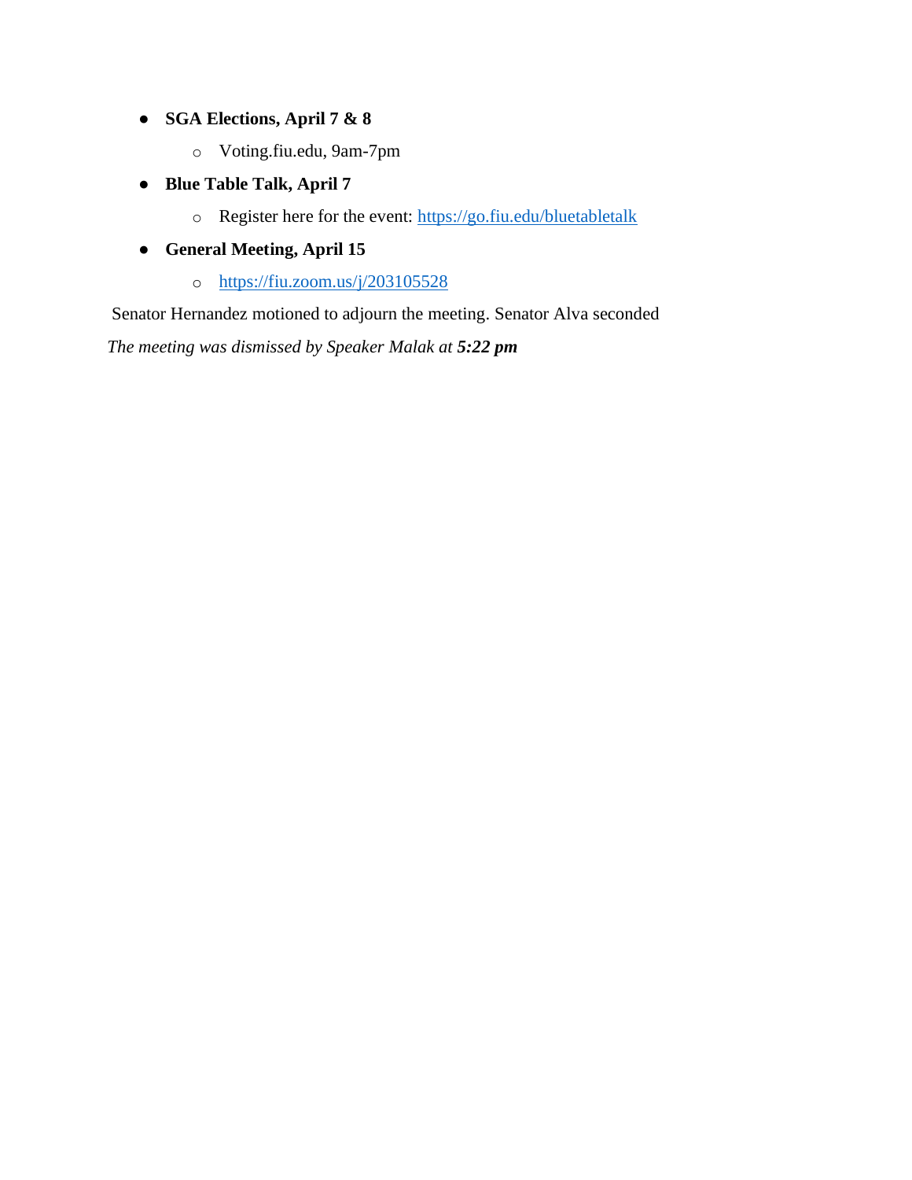- **SGA Elections, April 7 & 8**
  - Voting.fiu.edu, 9am-7pm
- **Blue Table Talk, April 7**
  - Register here for the event: https://go.fiu.edu/bluetabletalk
- **General Meeting, April 15**
  - https://fiu.zoom.us/j/203105528

Senator Hernandez motioned to adjourn the meeting. Senator Alva seconded

*The meeting was dismissed by Speaker Malak at **5:22 pm***